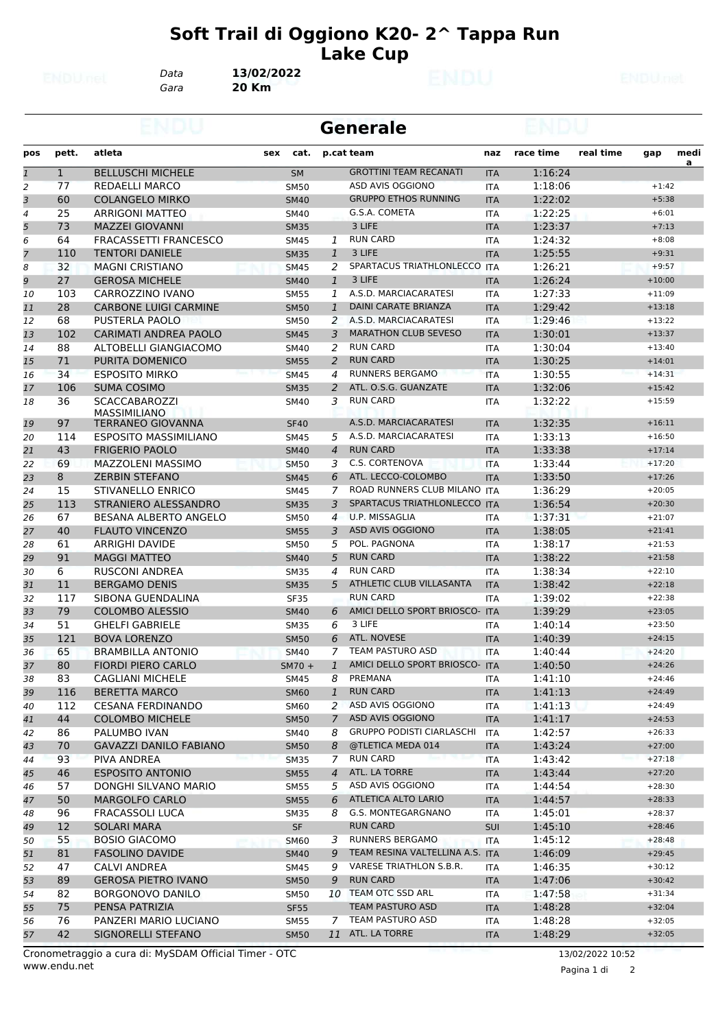# Soft Trail di Oggiono K20- 2^ Tappa Run Lake Cup

Data **13/02/2022**
Gara **20 Km**

## Generale

| pos | pett. | atleta | sex | cat. | p.cat | team | naz | race time | real time | gap | media |
|---|---|---|---|---|---|---|---|---|---|---|---|
| 1 | 1 | BELLUSCHI MICHELE | | SM | | GROTTINI TEAM RECANATI | ITA | 1:16:24 | | | |
| 2 | 77 | REDAELLI MARCO | | SM50 | | ASD AVIS OGGIONO | ITA | 1:18:06 | | +1:42 | |
| 3 | 60 | COLANGELO MIRKO | | SM40 | | GRUPPO ETHOS RUNNING | ITA | 1:22:02 | | +5:38 | |
| 4 | 25 | ARRIGONI MATTEO | | SM40 | | G.S.A. COMETA | ITA | 1:22:25 | | +6:01 | |
| 5 | 73 | MAZZEI GIOVANNI | | SM35 | | 3 LIFE | ITA | 1:23:37 | | +7:13 | |
| 6 | 64 | FRACASSETTI FRANCESCO | | SM45 | 1 | RUN CARD | ITA | 1:24:32 | | +8:08 | |
| 7 | 110 | TENTORI DANIELE | | SM35 | 1 | 3 LIFE | ITA | 1:25:55 | | +9:31 | |
| 8 | 32 | MAGNI CRISTIANO | | SM45 | 2 | SPARTACUS TRIATHLONLECCO | ITA | 1:26:21 | | +9:57 | |
| 9 | 27 | GEROSA MICHELE | | SM40 | 1 | 3 LIFE | ITA | 1:26:24 | | +10:00 | |
| 10 | 103 | CARROZZINO IVANO | | SM55 | 1 | A.S.D. MARCIACARATESI | ITA | 1:27:33 | | +11:09 | |
| 11 | 28 | CARBONE LUIGI CARMINE | | SM50 | 1 | DAINI CARATE BRIANZA | ITA | 1:29:42 | | +13:18 | |
| 12 | 68 | PUSTERLA PAOLO | | SM50 | 2 | A.S.D. MARCIACARATESI | ITA | 1:29:46 | | +13:22 | |
| 13 | 102 | CARIMATI ANDREA PAOLO | | SM45 | 3 | MARATHON CLUB SEVESO | ITA | 1:30:01 | | +13:37 | |
| 14 | 88 | ALTOBELLI GIANGIACOMO | | SM40 | 2 | RUN CARD | ITA | 1:30:04 | | +13:40 | |
| 15 | 71 | PURITA DOMENICO | | SM55 | 2 | RUN CARD | ITA | 1:30:25 | | +14:01 | |
| 16 | 34 | ESPOSITO MIRKO | | SM45 | 4 | RUNNERS BERGAMO | ITA | 1:30:55 | | +14:31 | |
| 17 | 106 | SUMA COSIMO | | SM35 | 2 | ATL. O.S.G. GUANZATE | ITA | 1:32:06 | | +15:42 | |
| 18 | 36 | SCACCABAROZZI MASSIMILIANO | | SM40 | 3 | RUN CARD | ITA | 1:32:22 | | +15:59 | |
| 19 | 97 | TERRANEO GIOVANNA | | SF40 | | A.S.D. MARCIACARATESI | ITA | 1:32:35 | | +16:11 | |
| 20 | 114 | ESPOSITO MASSIMILIANO | | SM45 | 5 | A.S.D. MARCIACARATESI | ITA | 1:33:13 | | +16:50 | |
| 21 | 43 | FRIGERIO PAOLO | | SM40 | 4 | RUN CARD | ITA | 1:33:38 | | +17:14 | |
| 22 | 69 | MAZZOLENI MASSIMO | | SM50 | 3 | C.S. CORTENOVA | ITA | 1:33:44 | | +17:20 | |
| 23 | 8 | ZERBIN STEFANO | | SM45 | 6 | ATL. LECCO-COLOMBO | ITA | 1:33:50 | | +17:26 | |
| 24 | 15 | STIVANELLO ENRICO | | SM45 | 7 | ROAD RUNNERS CLUB MILANO | ITA | 1:36:29 | | +20:05 | |
| 25 | 113 | STRANIERO ALESSANDRO | | SM35 | 3 | SPARTACUS TRIATHLONLECCO | ITA | 1:36:54 | | +20:30 | |
| 26 | 67 | BESANA ALBERTO ANGELO | | SM50 | 4 | U.P. MISSAGLIA | ITA | 1:37:31 | | +21:07 | |
| 27 | 40 | FLAUTO VINCENZO | | SM55 | 3 | ASD AVIS OGGIONO | ITA | 1:38:05 | | +21:41 | |
| 28 | 61 | ARRIGHI DAVIDE | | SM50 | 5 | POL. PAGNONA | ITA | 1:38:17 | | +21:53 | |
| 29 | 91 | MAGGI MATTEO | | SM40 | 5 | RUN CARD | ITA | 1:38:22 | | +21:58 | |
| 30 | 6 | RUSCONI ANDREA | | SM35 | 4 | RUN CARD | ITA | 1:38:34 | | +22:10 | |
| 31 | 11 | BERGAMO DENIS | | SM35 | 5 | ATHLETIC CLUB VILLASANTA | ITA | 1:38:42 | | +22:18 | |
| 32 | 117 | SIBONA GUENDALINA | | SF35 | | RUN CARD | ITA | 1:39:02 | | +22:38 | |
| 33 | 79 | COLOMBO ALESSIO | | SM40 | 6 | AMICI DELLO SPORT BRIOSCO- | ITA | 1:39:29 | | +23:05 | |
| 34 | 51 | GHELFI GABRIELE | | SM35 | 6 | 3 LIFE | ITA | 1:40:14 | | +23:50 | |
| 35 | 121 | BOVA LORENZO | | SM50 | 6 | ATL. NOVESE | ITA | 1:40:39 | | +24:15 | |
| 36 | 65 | BRAMBILLA ANTONIO | | SM40 | 7 | TEAM PASTURO ASD | ITA | 1:40:44 | | +24:20 | |
| 37 | 80 | FIORDI PIERO CARLO | | SM70 + | 1 | AMICI DELLO SPORT BRIOSCO- | ITA | 1:40:50 | | +24:26 | |
| 38 | 83 | CAGLIANI MICHELE | | SM45 | 8 | PREMANA | ITA | 1:41:10 | | +24:46 | |
| 39 | 116 | BERETTA MARCO | | SM60 | 1 | RUN CARD | ITA | 1:41:13 | | +24:49 | |
| 40 | 112 | CESANA FERDINANDO | | SM60 | 2 | ASD AVIS OGGIONO | ITA | 1:41:13 | | +24:49 | |
| 41 | 44 | COLOMBO MICHELE | | SM50 | 7 | ASD AVIS OGGIONO | ITA | 1:41:17 | | +24:53 | |
| 42 | 86 | PALUMBO IVAN | | SM40 | 8 | GRUPPO PODISTI CIARLASCHI | ITA | 1:42:57 | | +26:33 | |
| 43 | 70 | GAVAZZI DANILO FABIANO | | SM50 | 8 | @TLETICA MEDA 014 | ITA | 1:43:24 | | +27:00 | |
| 44 | 93 | PIVA ANDREA | | SM35 | 7 | RUN CARD | ITA | 1:43:42 | | +27:18 | |
| 45 | 46 | ESPOSITO ANTONIO | | SM55 | 4 | ATL. LA TORRE | ITA | 1:43:44 | | +27:20 | |
| 46 | 57 | DONGHI SILVANO MARIO | | SM55 | 5 | ASD AVIS OGGIONO | ITA | 1:44:54 | | +28:30 | |
| 47 | 50 | MARGOLFO CARLO | | SM55 | 6 | ATLETICA ALTO LARIO | ITA | 1:44:57 | | +28:33 | |
| 48 | 96 | FRACASSOLI LUCA | | SM35 | 8 | G.S. MONTEGARGNANO | ITA | 1:45:01 | | +28:37 | |
| 49 | 12 | SOLARI MARA | | SF | | RUN CARD | SUI | 1:45:10 | | +28:46 | |
| 50 | 55 | BOSIO GIACOMO | | SM60 | 3 | RUNNERS BERGAMO | ITA | 1:45:12 | | +28:48 | |
| 51 | 81 | FASOLINO DAVIDE | | SM40 | 9 | TEAM RESINA VALTELLINA A.S. | ITA | 1:46:09 | | +29:45 | |
| 52 | 47 | CALVI ANDREA | | SM45 | 9 | VARESE TRIATHLON S.B.R. | ITA | 1:46:35 | | +30:12 | |
| 53 | 89 | GEROSA PIETRO IVANO | | SM50 | 9 | RUN CARD | ITA | 1:47:06 | | +30:42 | |
| 54 | 82 | BORGONOVO DANILO | | SM50 | 10 | TEAM OTC SSD ARL | ITA | 1:47:58 | | +31:34 | |
| 55 | 75 | PENSA PATRIZIA | | SF55 | | TEAM PASTURO ASD | ITA | 1:48:28 | | +32:04 | |
| 56 | 76 | PANZERI MARIO LUCIANO | | SM55 | 7 | TEAM PASTURO ASD | ITA | 1:48:28 | | +32:05 | |
| 57 | 42 | SIGNORELLI STEFANO | | SM50 | 11 | ATL. LA TORRE | ITA | 1:48:29 | | +32:05 | |

Cronometraggio a cura di: MySDAM Official Timer - OTC
www.endu.net

13/02/2022 10:52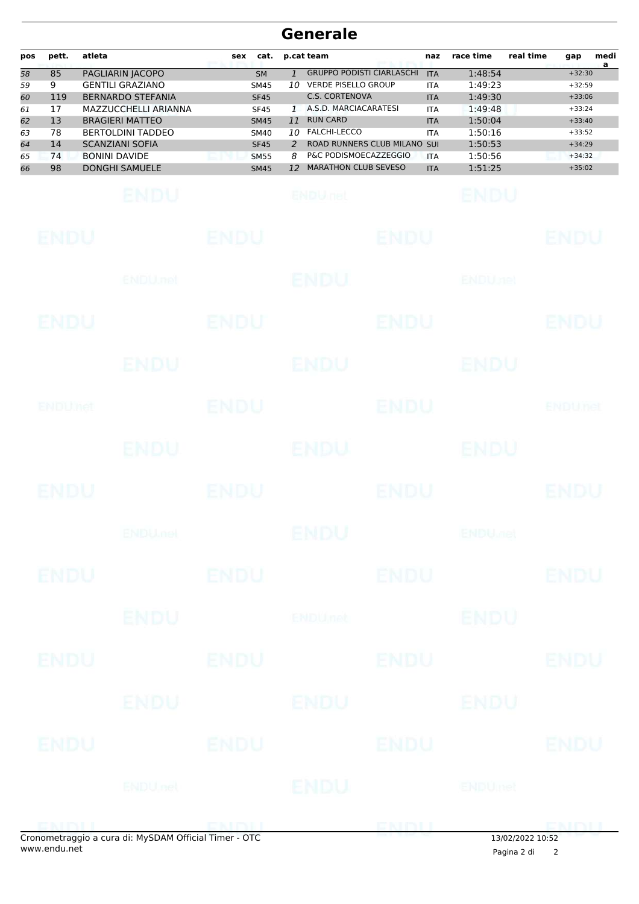# Generale

| pos | pett. | atleta | sex | cat. | p.cat | team | naz | race time | real time | gap | media |
|---|---|---|---|---|---|---|---|---|---|---|---|
| 58 | 85 | PAGLIARIN JACOPO | | SM | 1 | GRUPPO PODISTI CIARLASCHI | ITA | 1:48:54 | | +32:30 | |
| 59 | 9 | GENTILI GRAZIANO | | SM45 | 10 | VERDE PISELLO GROUP | ITA | 1:49:23 | | +32:59 | |
| 60 | 119 | BERNARDO STEFANIA | | SF45 | | C.S. CORTENOVA | ITA | 1:49:30 | | +33:06 | |
| 61 | 17 | MAZZUCCHELLI ARIANNA | | SF45 | 1 | A.S.D. MARCIACARATESI | ITA | 1:49:48 | | +33:24 | |
| 62 | 13 | BRAGIERI MATTEO | | SM45 | 11 | RUN CARD | ITA | 1:50:04 | | +33:40 | |
| 63 | 78 | BERTOLDINI TADDEO | | SM40 | 10 | FALCHI-LECCO | ITA | 1:50:16 | | +33:52 | |
| 64 | 14 | SCANZIANI SOFIA | | SF45 | 2 | ROAD RUNNERS CLUB MILANO | SUI | 1:50:53 | | +34:29 | |
| 65 | 74 | BONINI DAVIDE | | SM55 | 8 | P&C PODISMOECAZZEGGIO | ITA | 1:50:56 | | +34:32 | |
| 66 | 98 | DONGHI SAMUELE | | SM45 | 12 | MARATHON CLUB SEVESO | ITA | 1:51:25 | | +35:02 | |

Cronometraggio a cura di: MySDAM Official Timer - OTC
www.endu.net

13/02/2022 10:52